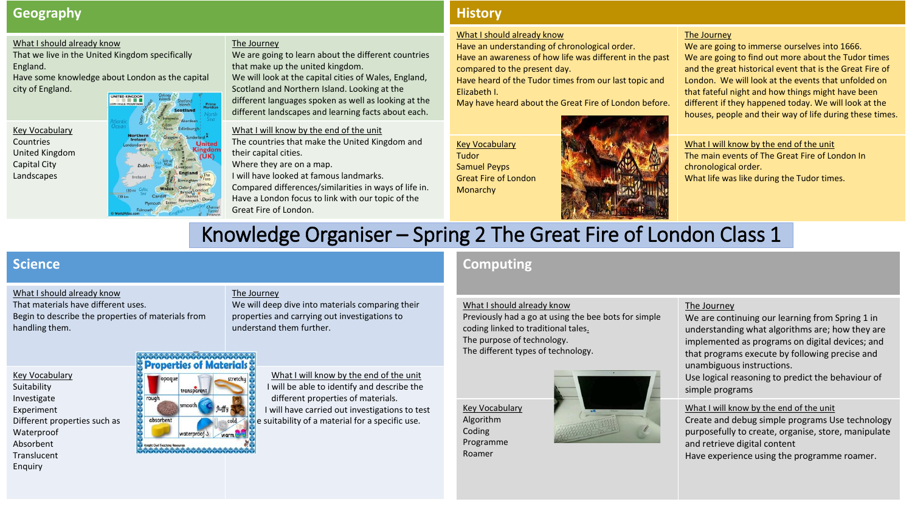# Knowledge Organiser – Spring 2 The Great Fire of London Class 1

## Geography

**What I should already know**

That we live in the United Kingdom specifically England.
Have some knowledge about London as the capital city of England.

**The Journey**

We are going to learn about the different countries that make up the united kingdom.
We will look at the capital cities of Wales, England, Scotland and Northern Island. Looking at the different languages spoken as well as looking at the different landscapes and learning facts about each.

**Key Vocabulary**

Countries
United Kingdom
Capital City
Landscapes

**What I will know by the end of the unit**

The countries that make the United Kingdom and their capital cities.
Where they are on a map.
I will have looked at famous landmarks.
Compared differences/similarities in ways of life in.
Have a London focus to link with our topic of the Great Fire of London.

## History

**What I should already know**

Have an understanding of chronological order.
Have an awareness of how life was different in the past compared to the present day.
Have heard of the Tudor times from our last topic and Elizabeth I.
May have heard about the Great Fire of London before.

**The Journey**

We are going to immerse ourselves into 1666.
We are going to find out more about the Tudor times and the great historical event that is the Great Fire of London. We will look at the events that unfolded on that fateful night and how things might have been different if they happened today. We will look at the houses, people and their way of life during these times.

**Key Vocabulary**

Tudor
Samuel Pepys
Great Fire of London
Monarchy

**What I will know by the end of the unit**

The main events of The Great Fire of London In chronological order.
What life was like during the Tudor times.

## Science

**What I should already know**

That materials have different uses.
Begin to describe the properties of materials from handling them.

**The Journey**

We will deep dive into materials comparing their properties and carrying out investigations to understand them further.

**Key Vocabulary**

Suitability
Investigate
Experiment
Different properties such as
Waterproof
Absorbent
Translucent
Enquiry

**What I will know by the end of the unit**

I will be able to identify and describe the different properties of materials.
I will have carried out investigations to test the suitability of a material for a specific use.

## Computing

**What I should already know**

Previously had a go at using the bee bots for simple coding linked to traditional tales.
The purpose of technology.
The different types of technology.

**The Journey**

We are continuing our learning from Spring 1 in understanding what algorithms are; how they are implemented as programs on digital devices; and that programs execute by following precise and unambiguous instructions.
Use logical reasoning to predict the behaviour of simple programs

**Key Vocabulary**

Algorithm
Coding
Programme
Roamer

**What I will know by the end of the unit**

Create and debug simple programs Use technology purposefully to create, organise, store, manipulate and retrieve digital content
Have experience using the programme roamer.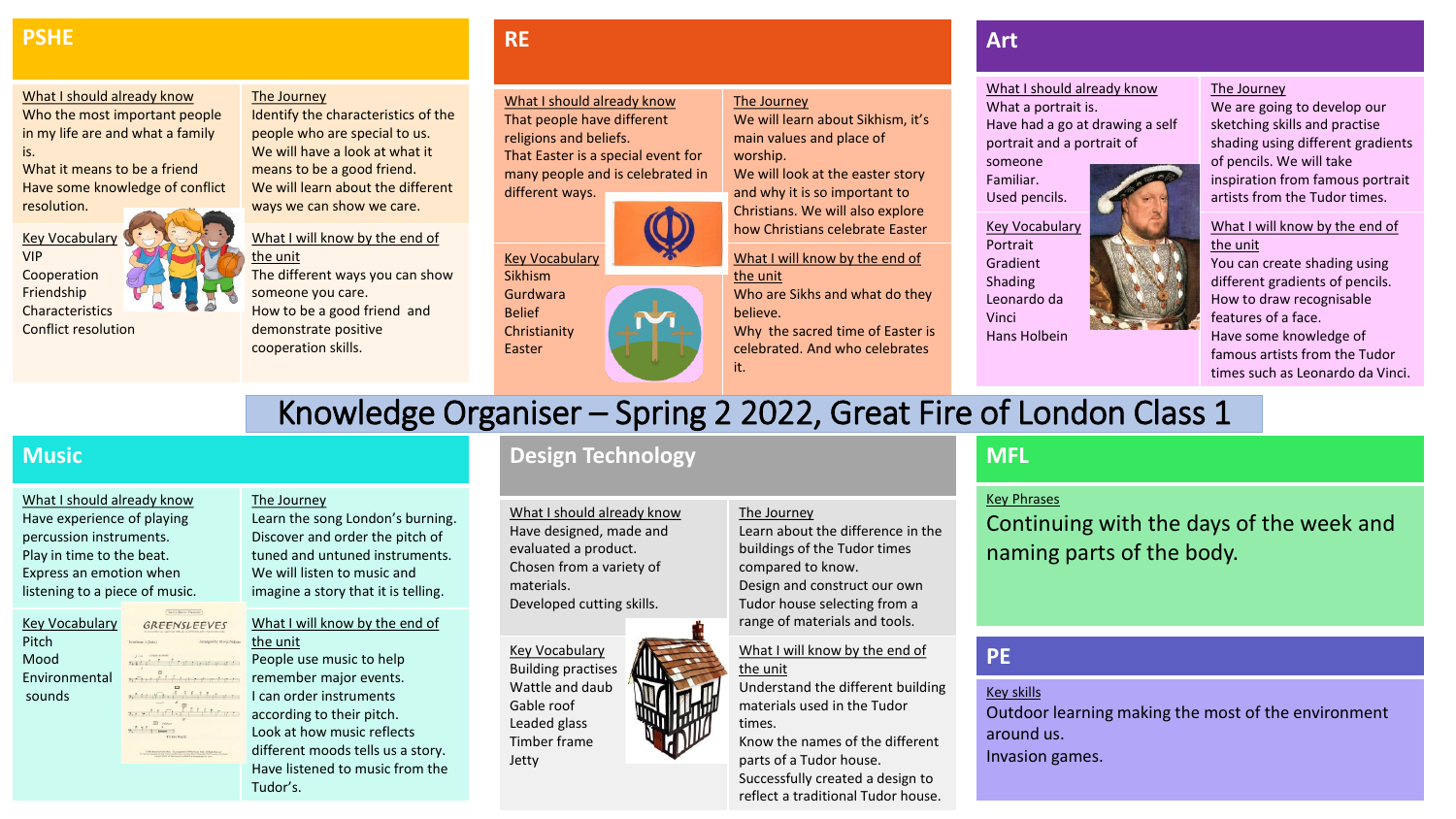# Knowledge Organiser – Spring 2 2022, Great Fire of London Class 1

## PSHE

**What I should already know**

Who the most important people in my life are and what a family is.
What it means to be a friend
Have some knowledge of conflict resolution.

**The Journey**

Identify the characteristics of the people who are special to us.
We will have a look at what it means to be a good friend.
We will learn about the different ways we can show we care.

**Key Vocabulary**

VIP
Cooperation
Friendship
Characteristics
Conflict resolution

**What I will know by the end of the unit**

The different ways you can show someone you care.
How to be a good friend and demonstrate positive cooperation skills.

## RE

**What I should already know**

That people have different religions and beliefs.
That Easter is a special event for many people and is celebrated in different ways.

**The Journey**

We will learn about Sikhism, it's main values and place of worship.
We will look at the easter story and why it is so important to Christians. We will also explore how Christians celebrate Easter

**Key Vocabulary**

Sikhism
Gurdwara
Belief
Christianity
Easter

**What I will know by the end of the unit**

Who are Sikhs and what do they believe.
Why the sacred time of Easter is celebrated. And who celebrates it.

## Art

**What I should already know**

What a portrait is.
Have had a go at drawing a self portrait and a portrait of someone
Familiar.
Used pencils.

**The Journey**

We are going to develop our sketching skills and practise shading using different gradients of pencils. We will take inspiration from famous portrait artists from the Tudor times.

**Key Vocabulary**

Portrait
Gradient
Shading
Leonardo da Vinci
Hans Holbein

**What I will know by the end of the unit**

You can create shading using different gradients of pencils.
How to draw recognisable features of a face.
Have some knowledge of famous artists from the Tudor times such as Leonardo da Vinci.

## Music

**What I should already know**

Have experience of playing percussion instruments.
Play in time to the beat.
Express an emotion when listening to a piece of music.

**The Journey**

Learn the song London's burning.
Discover and order the pitch of tuned and untuned instruments.
We will listen to music and imagine a story that it is telling.

**Key Vocabulary**

Pitch
Mood
Environmental sounds

**What I will know by the end of the unit**

People use music to help remember major events.
I can order instruments according to their pitch.
Look at how music reflects different moods tells us a story.
Have listened to music from the Tudor's.

## Design Technology

**What I should already know**

Have designed, made and evaluated a product.
Chosen from a variety of materials.
Developed cutting skills.

**The Journey**

Learn about the difference in the buildings of the Tudor times compared to know.
Design and construct our own Tudor house selecting from a range of materials and tools.

**Key Vocabulary**

Building practises
Wattle and daub
Gable roof
Leaded glass
Timber frame
Jetty

**What I will know by the end of the unit**

Understand the different building materials used in the Tudor times.
Know the names of the different parts of a Tudor house.
Successfully created a design to reflect a traditional Tudor house.

## MFL

**Key Phrases**

Continuing with the days of the week and naming parts of the body.

## PE

**Key skills**

Outdoor learning making the most of the environment around us.
Invasion games.